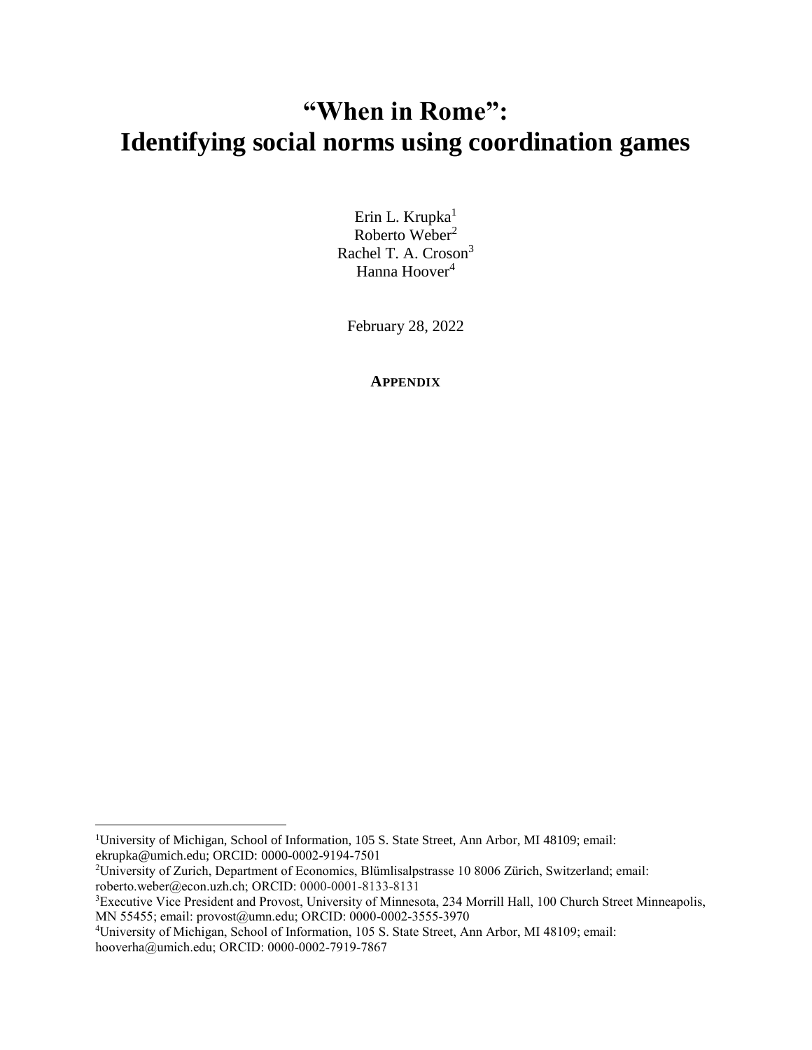# "When in Rome": Identifying social norms using coordination games

Erin L. Krupka[1]
Roberto Weber[2]
Rachel T. A. Croson[3]
Hanna Hoover[4]

February 28, 2022

**APPENDIX**

---

[1]University of Michigan, School of Information, 105 S. State Street, Ann Arbor, MI 48109; email: ekrupka@umich.edu; ORCID: 0000-0002-9194-7501

[2]University of Zurich, Department of Economics, Blümlisalpstrasse 10 8006 Zürich, Switzerland; email: roberto.weber@econ.uzh.ch; ORCID: 0000-0001-8133-8131

[3]Executive Vice President and Provost, University of Minnesota, 234 Morrill Hall, 100 Church Street Minneapolis, MN 55455; email: provost@umn.edu; ORCID: 0000-0002-3555-3970

[4]University of Michigan, School of Information, 105 S. State Street, Ann Arbor, MI 48109; email: hooverha@umich.edu; ORCID: 0000-0002-7919-7867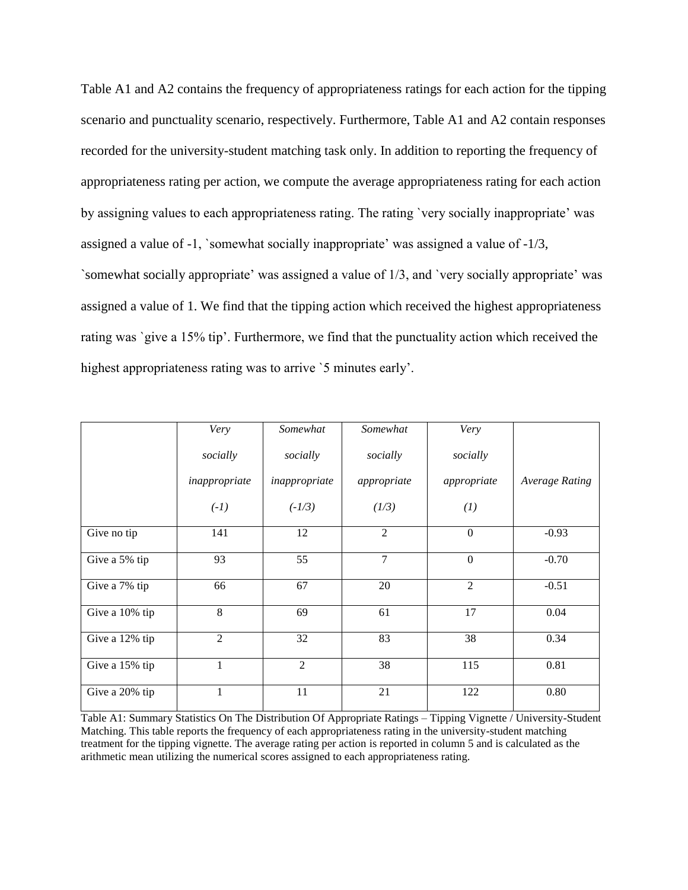Table A1 and A2 contains the frequency of appropriateness ratings for each action for the tipping scenario and punctuality scenario, respectively. Furthermore, Table A1 and A2 contain responses recorded for the university-student matching task only. In addition to reporting the frequency of appropriateness rating per action, we compute the average appropriateness rating for each action by assigning values to each appropriateness rating. The rating `very socially inappropriate' was assigned a value of -1, `somewhat socially inappropriate' was assigned a value of -1/3, `somewhat socially appropriate' was assigned a value of 1/3, and `very socially appropriate' was assigned a value of 1. We find that the tipping action which received the highest appropriateness rating was `give a 15% tip'. Furthermore, we find that the punctuality action which received the highest appropriateness rating was to arrive `5 minutes early'.

| | *Very socially inappropriate (-1)* | *Somewhat socially inappropriate (-1/3)* | *Somewhat socially appropriate (1/3)* | *Very socially appropriate (1)* | *Average Rating* |
|---|---|---|---|---|---|
| Give no tip | 141 | 12 | 2 | 0 | -0.93 |
| Give a 5% tip | 93 | 55 | 7 | 0 | -0.70 |
| Give a 7% tip | 66 | 67 | 20 | 2 | -0.51 |
| Give a 10% tip | 8 | 69 | 61 | 17 | 0.04 |
| Give a 12% tip | 2 | 32 | 83 | 38 | 0.34 |
| Give a 15% tip | 1 | 2 | 38 | 115 | 0.81 |
| Give a 20% tip | 1 | 11 | 21 | 122 | 0.80 |

Table A1: Summary Statistics On The Distribution Of Appropriate Ratings – Tipping Vignette / University-Student Matching. This table reports the frequency of each appropriateness rating in the university-student matching treatment for the tipping vignette. The average rating per action is reported in column 5 and is calculated as the arithmetic mean utilizing the numerical scores assigned to each appropriateness rating.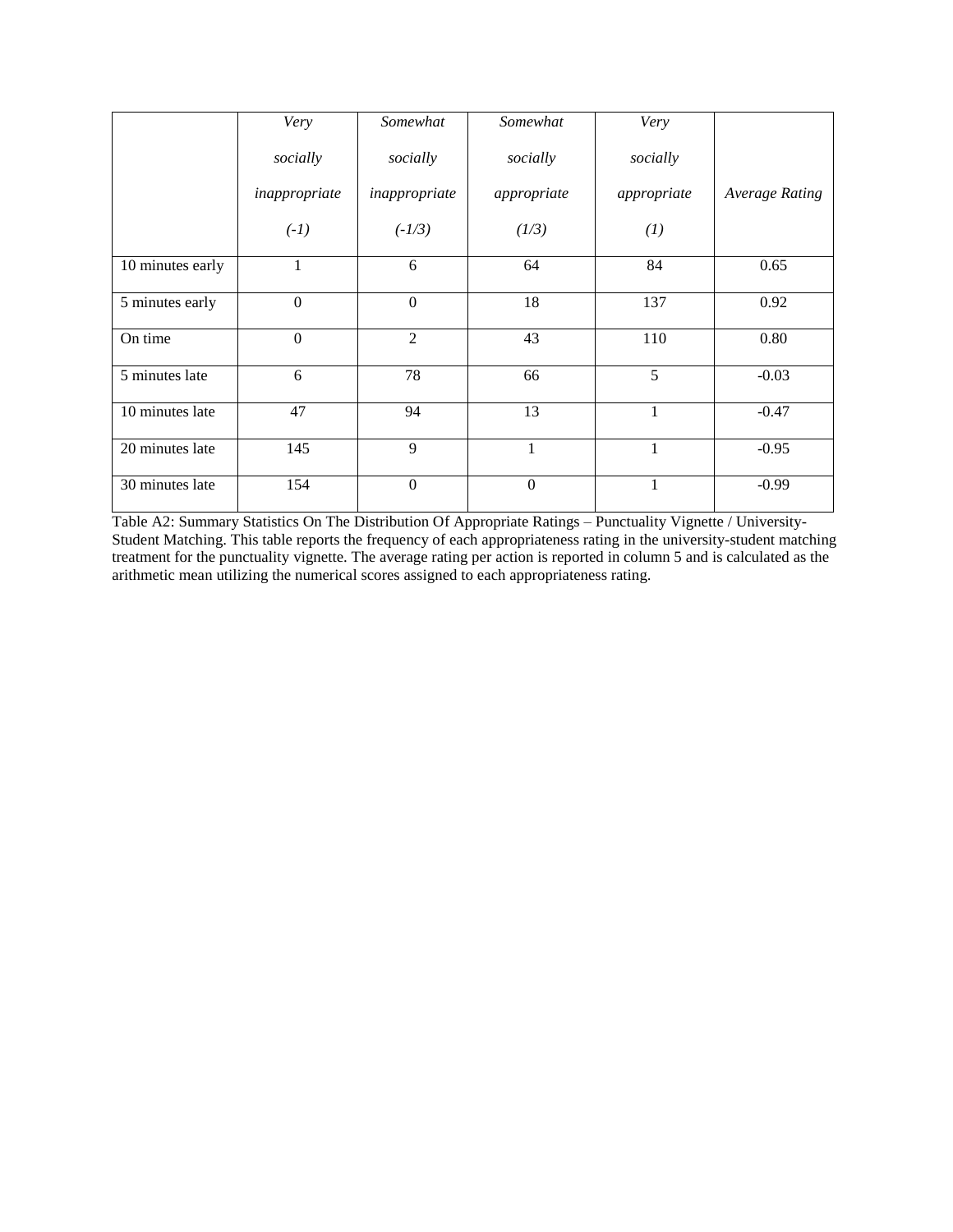| | *Very socially inappropriate (-1)* | *Somewhat socially inappropriate (-1/3)* | *Somewhat socially appropriate (1/3)* | *Very socially appropriate (1)* | *Average Rating* |
|---|---|---|---|---|---|
| 10 minutes early | 1 | 6 | 64 | 84 | 0.65 |
| 5 minutes early | 0 | 0 | 18 | 137 | 0.92 |
| On time | 0 | 2 | 43 | 110 | 0.80 |
| 5 minutes late | 6 | 78 | 66 | 5 | -0.03 |
| 10 minutes late | 47 | 94 | 13 | 1 | -0.47 |
| 20 minutes late | 145 | 9 | 1 | 1 | -0.95 |
| 30 minutes late | 154 | 0 | 0 | 1 | -0.99 |

Table A2: Summary Statistics On The Distribution Of Appropriate Ratings – Punctuality Vignette / University-Student Matching. This table reports the frequency of each appropriateness rating in the university-student matching treatment for the punctuality vignette. The average rating per action is reported in column 5 and is calculated as the arithmetic mean utilizing the numerical scores assigned to each appropriateness rating.